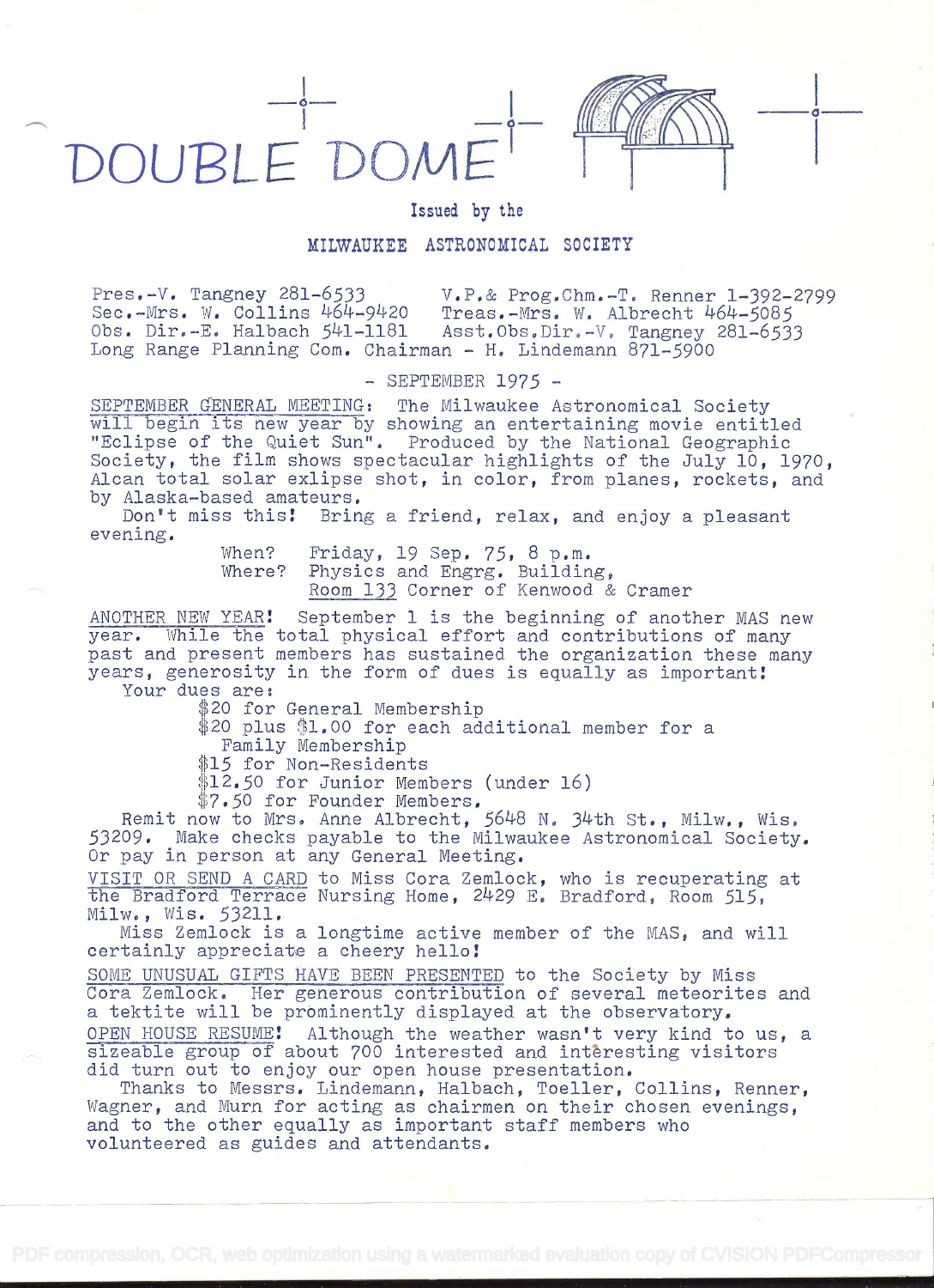# DOUBLE DOME

Issued by the

MILWAUKEE ASTRONOMICAL SOCIETY

Pres.-V. Tangney 281-6533 | V.P.& Prog.Chm.-T. Renner 1-392-2799
Sec.-Mrs. W. Collins 464-9420 | Treas.-Mrs. W. Albrecht 464-5085
Obs. Dir.-E. Halbach 541-1181 | Asst.Obs.Dir.-V. Tangney 281-6533
Long Range Planning Com. Chairman - H. Lindemann 871-5900

- SEPTEMBER 1975 -

SEPTEMBER GENERAL MEETING: The Milwaukee Astronomical Society will begin its new year by showing an entertaining movie entitled "Eclipse of the Quiet Sun". Produced by the National Geographic Society, the film shows spectacular highlights of the July 10, 1970, Alcan total solar exlipse shot, in color, from planes, rockets, and by Alaska-based amateurs.

Don't miss this! Bring a friend, relax, and enjoy a pleasant evening.

When? Friday, 19 Sep. 75, 8 p.m.
Where? Physics and Engrg. Building, Room 133 Corner of Kenwood & Cramer

ANOTHER NEW YEAR! September 1 is the beginning of another MAS new year. While the total physical effort and contributions of many past and present members has sustained the organization these many years, generosity in the form of dues is equally as important!

Your dues are:

- $20 for General Membership
- $20 plus $1.00 for each additional member for a Family Membership
- $15 for Non-Residents
- $12.50 for Junior Members (under 16)
- $7.50 for Founder Members.

Remit now to Mrs. Anne Albrecht, 5648 N. 34th St., Milw., Wis. 53209. Make checks payable to the Milwaukee Astronomical Society. Or pay in person at any General Meeting.

VISIT OR SEND A CARD to Miss Cora Zemlock, who is recuperating at the Bradford Terrace Nursing Home, 2429 E. Bradford, Room 515, Milw., Wis. 53211.

Miss Zemlock is a longtime active member of the MAS, and will certainly appreciate a cheery hello!

SOME UNUSUAL GIFTS HAVE BEEN PRESENTED to the Society by Miss Cora Zemlock. Her generous contribution of several meteorites and a tektite will be prominently displayed at the observatory.

OPEN HOUSE RESUME! Although the weather wasn't very kind to us, a sizeable group of about 700 interested and interesting visitors did turn out to enjoy our open house presentation.

Thanks to Messrs. Lindemann, Halbach, Toeller, Collins, Renner, Wagner, and Murn for acting as chairmen on their chosen evenings, and to the other equally as important staff members who volunteered as guides and attendants.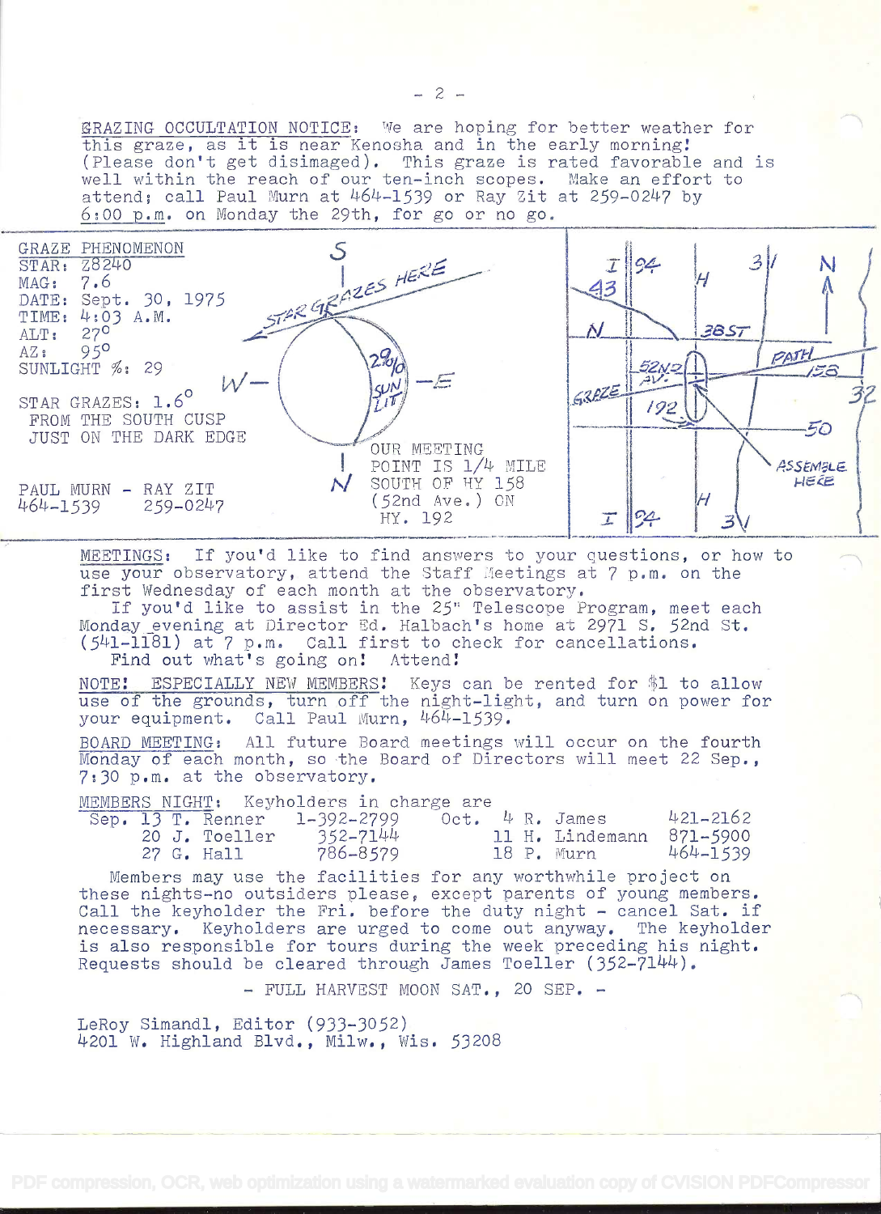GRAZING OCCULTATION NOTICE: We are hoping for better weather for this graze, as it is near Kenosha and in the early morning! (Please don't get disimaged). This graze is rated favorable and is well within the reach of our ten-inch scopes. Make an effort to attend; call Paul Murn at 464-1539 or Ray Zit at 259-0247 by 6:00 p.m. on Monday the 29th, for go or no go.

GRAZE PHENOMENON
STAR: Z8240
MAG: 7.6
DATE: Sept. 30, 1975
TIME: 4:03 A.M.
ALT: 27°
AZ: 95°
SUNLIGHT %: 29

STAR GRAZES: 1.6° FROM THE SOUTH CUSP JUST ON THE DARK EDGE

PAUL MURN - RAY ZIT
464-1539 259-0247

S
STAR GRAZES HERE
W
E
29% SUN LIT
N

OUR MEETING POINT IS 1/4 MILE SOUTH OF HY 158 (52nd Ave.) ON HY. 192

I 94
43
N
H
31
N
38 ST
52ND AV.
PATH
158
GRAZE
192
32
50
ASSEMBLE HERE
H
I 94
31

MEETINGS: If you'd like to find answers to your questions, or how to use your observatory, attend the Staff Meetings at 7 p.m. on the first Wednesday of each month at the observatory.

If you'd like to assist in the 25" Telescope Program, meet each Monday evening at Director Ed. Halbach's home at 2971 S. 52nd St. (541-1181) at 7 p.m. Call first to check for cancellations.

Find out what's going on! Attend!

NOTE! ESPECIALLY NEW MEMBERS! Keys can be rented for $1 to allow use of the grounds, turn off the night-light, and turn on power for your equipment. Call Paul Murn, 464-1539.

BOARD MEETING: All future Board meetings will occur on the fourth Monday of each month, so the Board of Directors will meet 22 Sep., 7:30 p.m. at the observatory.

MEMBERS NIGHT: Keyholders in charge are

| | | | | | |
|---|---|---|---|---|---|
| Sep. 13 | T. Renner | 1-392-2799 | Oct. 4 | R. James | 421-2162 |
| 20 | J. Toeller | 352-7144 | 11 | H. Lindemann | 871-5900 |
| 27 | G. Hall | 786-8579 | 18 | P. Murn | 464-1539 |

Members may use the facilities for any worthwhile project on these nights-no outsiders please, except parents of young members. Call the keyholder the Fri. before the duty night - cancel Sat. if necessary. Keyholders are urged to come out anyway. The keyholder is also responsible for tours during the week preceding his night. Requests should be cleared through James Toeller (352-7144).

- FULL HARVEST MOON SAT., 20 SEP. -

LeRoy Simandl, Editor (933-3052)
4201 W. Highland Blvd., Milw., Wis. 53208